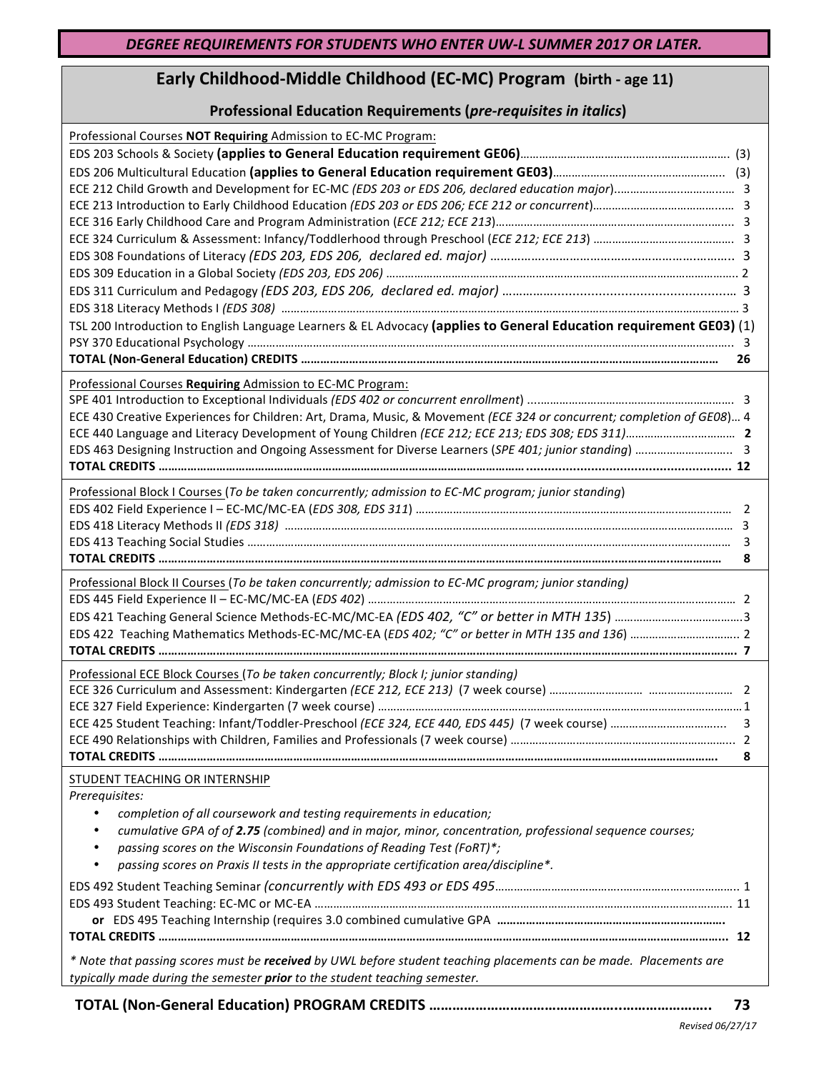***DEGREE REQUIREMENTS FOR STUDENTS WHO ENTER UW-L SUMMER 2017 OR LATER.***

## Early Childhood-Middle Childhood (EC-MC) Program (birth - age 11)

### Professional Education Requirements (*pre-requisites in italics*)

Professional Courses **NOT Requiring** Admission to EC-MC Program:

| Course | Credits |
|---|---|
| EDS 203 Schools & Society **(applies to General Education requirement GE06)** | (3) |
| EDS 206 Multicultural Education **(applies to General Education requirement GE03)** | (3) |
| ECE 212 Child Growth and Development for EC-MC *(EDS 203 or EDS 206, declared education major)* | 3 |
| ECE 213 Introduction to Early Childhood Education *(EDS 203 or EDS 206; ECE 212 or concurrent)* | 3 |
| ECE 316 Early Childhood Care and Program Administration (*ECE 212; ECE 213*) | 3 |
| ECE 324 Curriculum & Assessment: Infancy/Toddlerhood through Preschool (*ECE 212; ECE 213*) | 3 |
| EDS 308 Foundations of Literacy *(EDS 203, EDS 206, declared ed. major)* | 3 |
| EDS 309 Education in a Global Society *(EDS 203, EDS 206)* | 2 |
| EDS 311 Curriculum and Pedagogy *(EDS 203, EDS 206, declared ed. major)* | 3 |
| EDS 318 Literacy Methods I *(EDS 308)* | 3 |
| TSL 200 Introduction to English Language Learners & EL Advocacy **(applies to General Education requirement GE03)** | (1) |
| PSY 370 Educational Psychology | 3 |
| **TOTAL (Non-General Education) CREDITS** | **26** |

Professional Courses **Requiring** Admission to EC-MC Program:

| Course | Credits |
|---|---|
| SPE 401 Introduction to Exceptional Individuals *(EDS 402 or concurrent enrollment)* | 3 |
| ECE 430 Creative Experiences for Children: Art, Drama, Music, & Movement *(ECE 324 or concurrent; completion of GE08)* | 4 |
| ECE 440 Language and Literacy Development of Young Children *(ECE 212; ECE 213; EDS 308; EDS 311)* | **2** |
| EDS 463 Designing Instruction and Ongoing Assessment for Diverse Learners (*SPE 401; junior standing*) | 3 |
| **TOTAL CREDITS** | **12** |

Professional Block I Courses (*To be taken concurrently; admission to EC-MC program; junior standing*)

| Course | Credits |
|---|---|
| EDS 402 Field Experience I – EC-MC/MC-EA (*EDS 308, EDS 311*) | 2 |
| EDS 418 Literacy Methods II *(EDS 318)* | 3 |
| EDS 413 Teaching Social Studies | 3 |
| **TOTAL CREDITS** | **8** |

Professional Block II Courses (*To be taken concurrently; admission to EC-MC program; junior standing)*

| Course | Credits |
|---|---|
| EDS 445 Field Experience II – EC-MC/MC-EA (*EDS 402*) | 2 |
| EDS 421 Teaching General Science Methods-EC-MC/MC-EA (*EDS 402, "C" or better in MTH 135*) | 3 |
| EDS 422 Teaching Mathematics Methods-EC-MC/MC-EA (*EDS 402; "C" or better in MTH 135 and 136*) | 2 |
| **TOTAL CREDITS** | **7** |

Professional ECE Block Courses (*To be taken concurrently; Block I; junior standing)*

| Course | Credits |
|---|---|
| ECE 326 Curriculum and Assessment: Kindergarten *(ECE 212, ECE 213)* (7 week course) | 2 |
| ECE 327 Field Experience: Kindergarten (7 week course) | 1 |
| ECE 425 Student Teaching: Infant/Toddler-Preschool *(ECE 324, ECE 440, EDS 445)* (7 week course) | 3 |
| ECE 490 Relationships with Children, Families and Professionals (7 week course) | 2 |
| **TOTAL CREDITS** | **8** |

STUDENT TEACHING OR INTERNSHIP

*Prerequisites:*

- *completion of all coursework and testing requirements in education;*
- *cumulative GPA of of **2.75** (combined) and in major, minor, concentration, professional sequence courses;*
- *passing scores on the Wisconsin Foundations of Reading Test (FoRT)\*;*
- *passing scores on Praxis II tests in the appropriate certification area/discipline\*.*

| Course | Credits |
|---|---|
| EDS 492 Student Teaching Seminar *(concurrently with EDS 493 or EDS 495* | 1 |
| EDS 493 Student Teaching: EC-MC or MC-EA | 11 |
| **or** EDS 495 Teaching Internship (requires 3.0 combined cumulative GPA | |
| **TOTAL CREDITS** | **12** |

*\* Note that passing scores must be **received** by UWL before student teaching placements can be made. Placements are typically made during the semester **prior** to the student teaching semester.*

**TOTAL (Non-General Education) PROGRAM CREDITS ........ 73**

*Revised 06/27/17*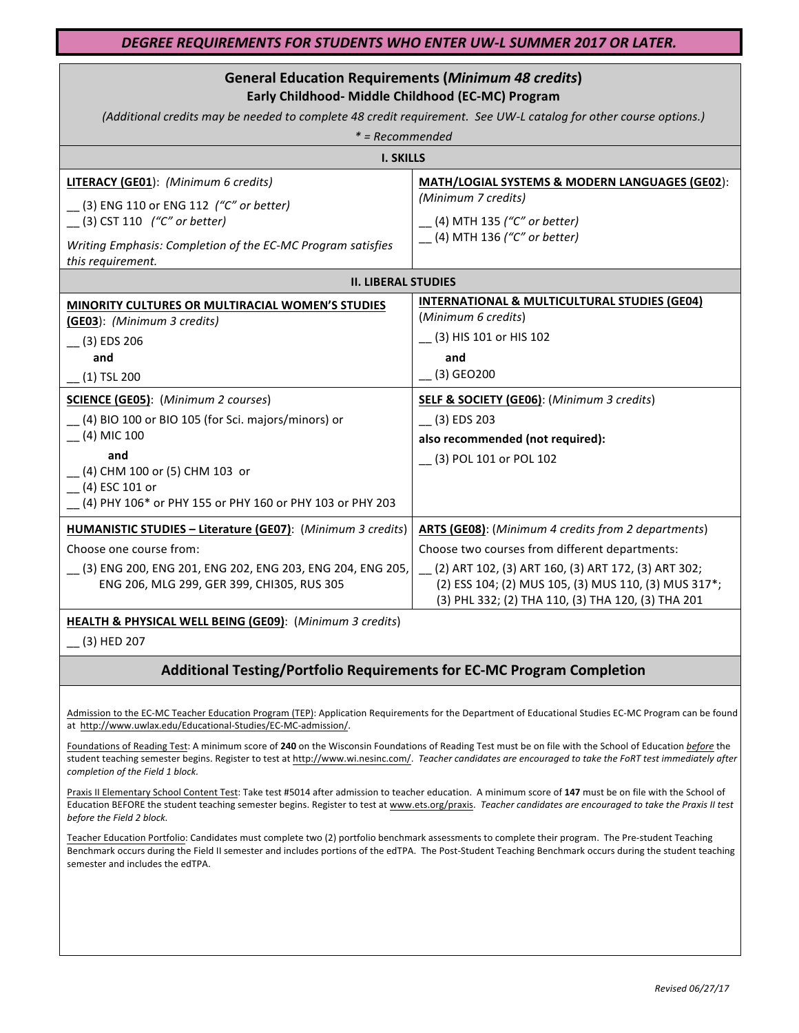## *DEGREE REQUIREMENTS FOR STUDENTS WHO ENTER UW-L SUMMER 2017 OR LATER.*

## General Education Requirements (*Minimum 48 credits*)

### Early Childhood- Middle Childhood (EC-MC) Program

*(Additional credits may be needed to complete 48 credit requirement. See UW-L catalog for other course options.)*

*\* = Recommended*

### I. SKILLS

**LITERACY (GE01)**: *(Minimum 6 credits)*

__ (3) ENG 110 or ENG 112 *("C" or better)*
__ (3) CST 110 *("C" or better)*

*Writing Emphasis: Completion of the EC-MC Program satisfies this requirement.*

**MATH/LOGIAL SYSTEMS & MODERN LANGUAGES (GE02)**: *(Minimum 7 credits)*

__ (4) MTH 135 *("C" or better)*
__ (4) MTH 136 *("C" or better)*

### II. LIBERAL STUDIES

**MINORITY CULTURES OR MULTIRACIAL WOMEN'S STUDIES (GE03)**: *(Minimum 3 credits)*

__ (3) EDS 206
**and**
__ (1) TSL 200

**INTERNATIONAL & MULTICULTURAL STUDIES (GE04)** (*Minimum 6 credits*)

__ (3) HIS 101 or HIS 102
**and**
__ (3) GEO200

**SCIENCE (GE05)**: (*Minimum 2 courses*)

__ (4) BIO 100 or BIO 105 (for Sci. majors/minors) or
__ (4) MIC 100
**and**
__ (4) CHM 100 or (5) CHM 103 or
__ (4) ESC 101 or
__ (4) PHY 106* or PHY 155 or PHY 160 or PHY 103 or PHY 203

**SELF & SOCIETY (GE06)**: (*Minimum 3 credits*)

__ (3) EDS 203

**also recommended (not required):**

__ (3) POL 101 or POL 102

**HUMANISTIC STUDIES – Literature (GE07)**: (*Minimum 3 credits*)

Choose one course from:

__ (3) ENG 200, ENG 201, ENG 202, ENG 203, ENG 204, ENG 205, ENG 206, MLG 299, GER 399, CHI305, RUS 305

**ARTS (GE08)**: (*Minimum 4 credits from 2 departments*)

Choose two courses from different departments:

__ (2) ART 102, (3) ART 160, (3) ART 172, (3) ART 302; (2) ESS 104; (2) MUS 105, (3) MUS 110, (3) MUS 317*; (3) PHL 332; (2) THA 110, (3) THA 120, (3) THA 201

**HEALTH & PHYSICAL WELL BEING (GE09)**: (*Minimum 3 credits*)

__ (3) HED 207

## Additional Testing/Portfolio Requirements for EC-MC Program Completion

Admission to the EC-MC Teacher Education Program (TEP): Application Requirements for the Department of Educational Studies EC-MC Program can be found at http://www.uwlax.edu/Educational-Studies/EC-MC-admission/.

Foundations of Reading Test: A minimum score of **240** on the Wisconsin Foundations of Reading Test must be on file with the School of Education *before* the student teaching semester begins. Register to test at http://www.wi.nesinc.com/. *Teacher candidates are encouraged to take the FoRT test immediately after completion of the Field 1 block.*

Praxis II Elementary School Content Test: Take test #5014 after admission to teacher education. A minimum score of **147** must be on file with the School of Education BEFORE the student teaching semester begins. Register to test at www.ets.org/praxis. *Teacher candidates are encouraged to take the Praxis II test before the Field 2 block.*

Teacher Education Portfolio: Candidates must complete two (2) portfolio benchmark assessments to complete their program. The Pre-student Teaching Benchmark occurs during the Field II semester and includes portions of the edTPA. The Post-Student Teaching Benchmark occurs during the student teaching semester and includes the edTPA.

*Revised 06/27/17*